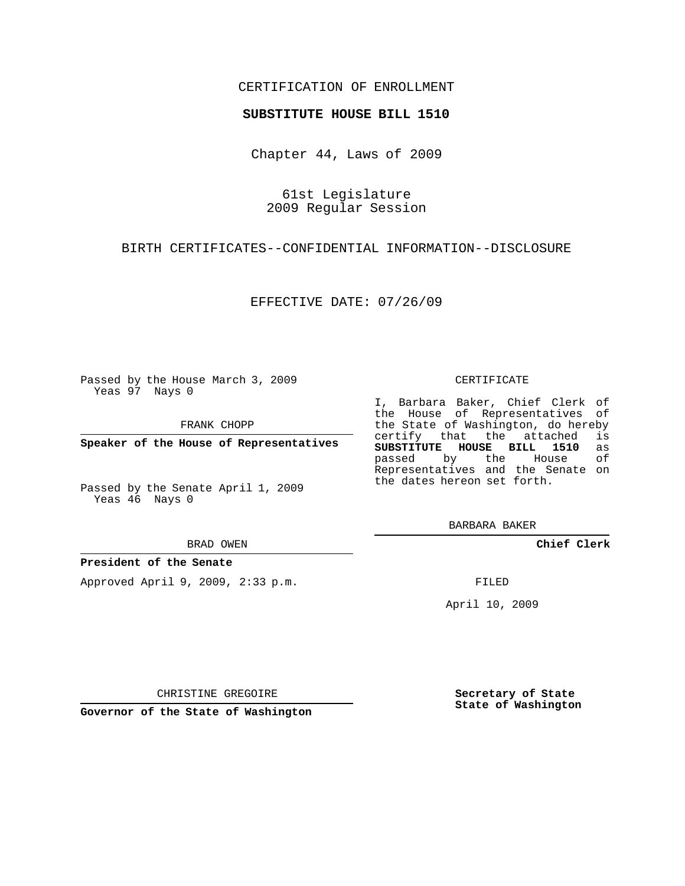CERTIFICATION OF ENROLLMENT

**SUBSTITUTE HOUSE BILL 1510**

Chapter 44, Laws of 2009

61st Legislature
2009 Regular Session

BIRTH CERTIFICATES--CONFIDENTIAL INFORMATION--DISCLOSURE

EFFECTIVE DATE: 07/26/09

Passed by the House March 3, 2009
Yeas 97 Nays 0

FRANK CHOPP

**Speaker of the House of Representatives**

Passed by the Senate April 1, 2009
Yeas 46 Nays 0

BRAD OWEN

**President of the Senate**

Approved April 9, 2009, 2:33 p.m.

CHRISTINE GREGOIRE

**Governor of the State of Washington**

CERTIFICATE

I, Barbara Baker, Chief Clerk of the House of Representatives of the State of Washington, do hereby certify that the attached is **SUBSTITUTE HOUSE BILL 1510** as passed by the House of Representatives and the Senate on the dates hereon set forth.

BARBARA BAKER

**Chief Clerk**

FILED

April 10, 2009

**Secretary of State**
**State of Washington**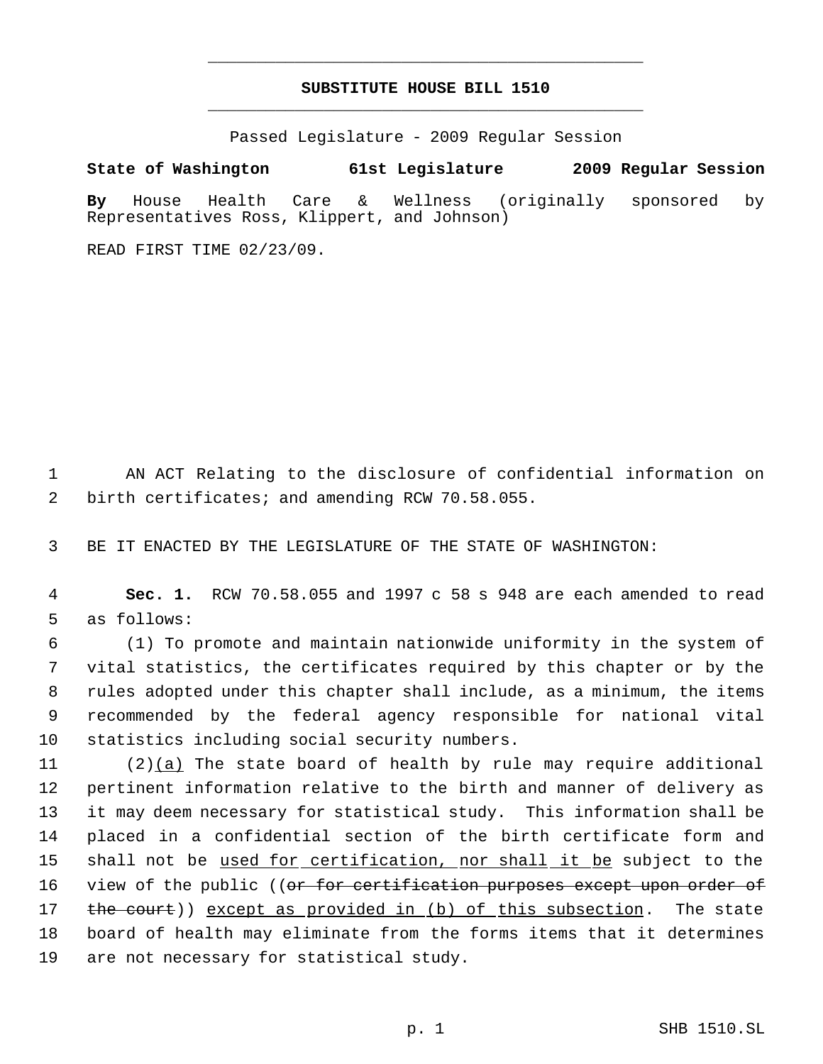# SUBSTITUTE HOUSE BILL 1510

Passed Legislature - 2009 Regular Session

**State of Washington 61st Legislature 2009 Regular Session**

**By** House Health Care & Wellness (originally sponsored by Representatives Ross, Klippert, and Johnson)

READ FIRST TIME 02/23/09.

AN ACT Relating to the disclosure of confidential information on birth certificates; and amending RCW 70.58.055.

BE IT ENACTED BY THE LEGISLATURE OF THE STATE OF WASHINGTON:

**Sec. 1.** RCW 70.58.055 and 1997 c 58 s 948 are each amended to read as follows:

(1) To promote and maintain nationwide uniformity in the system of vital statistics, the certificates required by this chapter or by the rules adopted under this chapter shall include, as a minimum, the items recommended by the federal agency responsible for national vital statistics including social security numbers.

(2)<u>(a)</u> The state board of health by rule may require additional pertinent information relative to the birth and manner of delivery as it may deem necessary for statistical study. This information shall be placed in a confidential section of the birth certificate form and shall not be <u>used for certification, nor shall it be</u> subject to the view of the public ((~~or for certification purposes except upon order of the court~~)) <u>except as provided in (b) of this subsection</u>. The state board of health may eliminate from the forms items that it determines are not necessary for statistical study.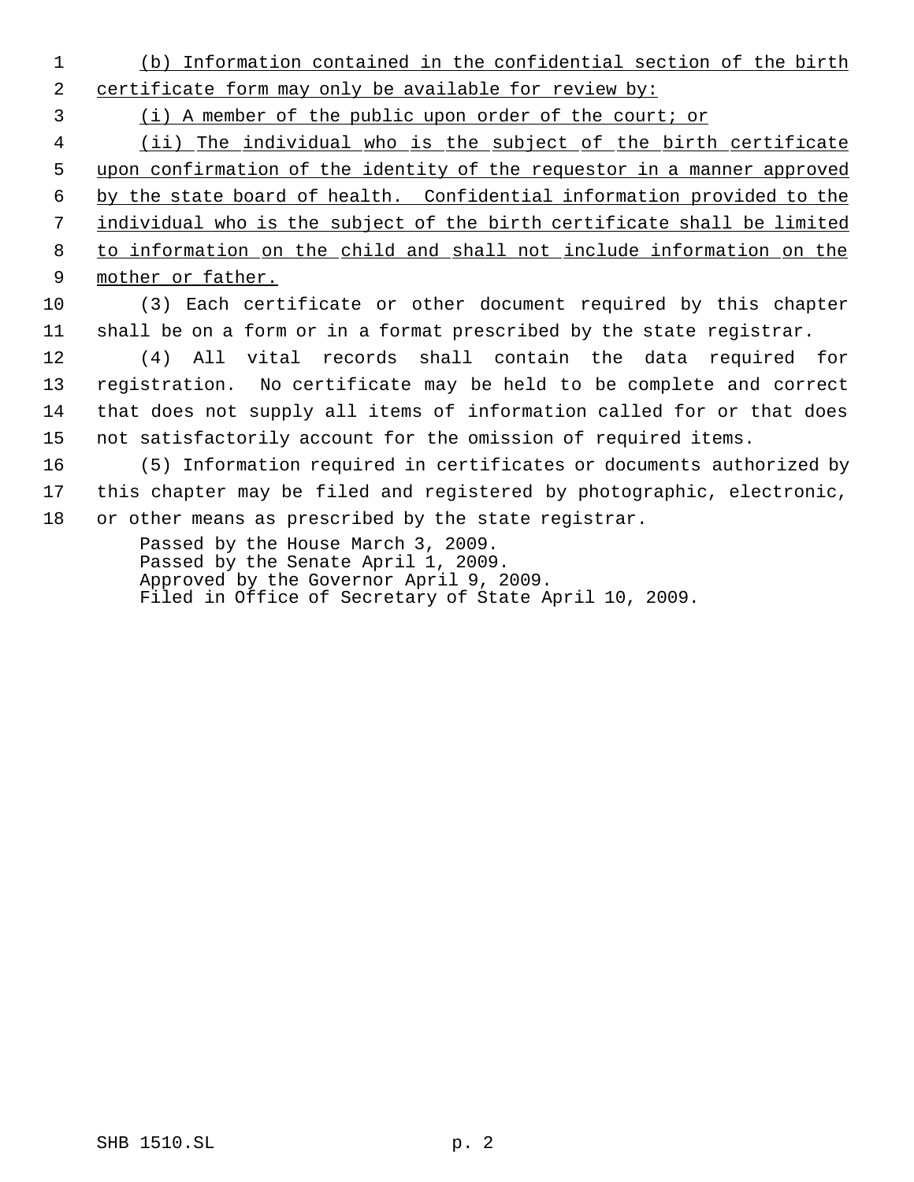(b) Information contained in the confidential section of the birth certificate form may only be available for review by:

(i) A member of the public upon order of the court; or

(ii) The individual who is the subject of the birth certificate upon confirmation of the identity of the requestor in a manner approved by the state board of health. Confidential information provided to the individual who is the subject of the birth certificate shall be limited to information on the child and shall not include information on the mother or father.

(3) Each certificate or other document required by this chapter shall be on a form or in a format prescribed by the state registrar.

(4) All vital records shall contain the data required for registration. No certificate may be held to be complete and correct that does not supply all items of information called for or that does not satisfactorily account for the omission of required items.

(5) Information required in certificates or documents authorized by this chapter may be filed and registered by photographic, electronic, or other means as prescribed by the state registrar.

Passed by the House March 3, 2009.
Passed by the Senate April 1, 2009.
Approved by the Governor April 9, 2009.
Filed in Office of Secretary of State April 10, 2009.